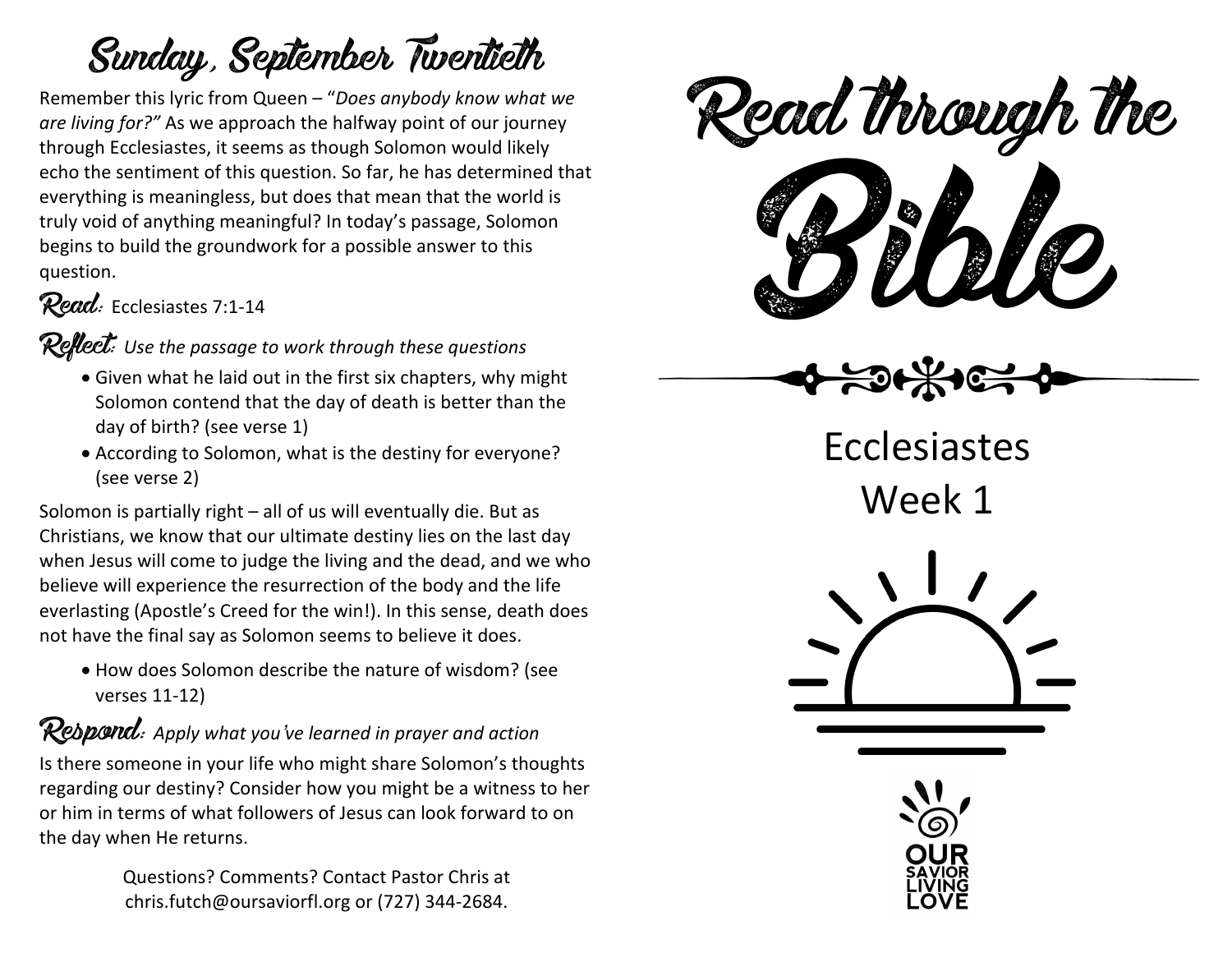# Sunday, September Twentieth

Remember this lyric from Queen – "*Does anybody know what we are living for?"* As we approach the halfway point of our journey through Ecclesiastes, it seems as though Solomon would likely echo the sentiment of this question. So far, he has determined that everything is meaningless, but does that mean that the world is truly void of anything meaningful? In today's passage, Solomon begins to build the groundwork for a possible answer to this question.

**Read:** Ecclesiastes 7:1-14

**Reflect:** *Use the passage to work through these questions*

- Given what he laid out in the first six chapters, why might Solomon contend that the day of death is better than the day of birth? (see verse 1)
- According to Solomon, what is the destiny for everyone? (see verse 2)

Solomon is partially right – all of us will eventually die. But as Christians, we know that our ultimate destiny lies on the last day when Jesus will come to judge the living and the dead, and we who believe will experience the resurrection of the body and the life everlasting (Apostle's Creed for the win!). In this sense, death does not have the final say as Solomon seems to believe it does.

- How does Solomon describe the nature of wisdom? (see verses 11-12)

**Respond:** *Apply what you've learned in prayer and action*

Is there someone in your life who might share Solomon's thoughts regarding our destiny? Consider how you might be a witness to her or him in terms of what followers of Jesus can look forward to on the day when He returns.

Questions? Comments? Contact Pastor Chris at chris.futch@oursaviorfl.org or (727) 344-2684.

# Read through the Bible

## Ecclesiastes
## Week 1

OUR SAVIOR LIVING LOVE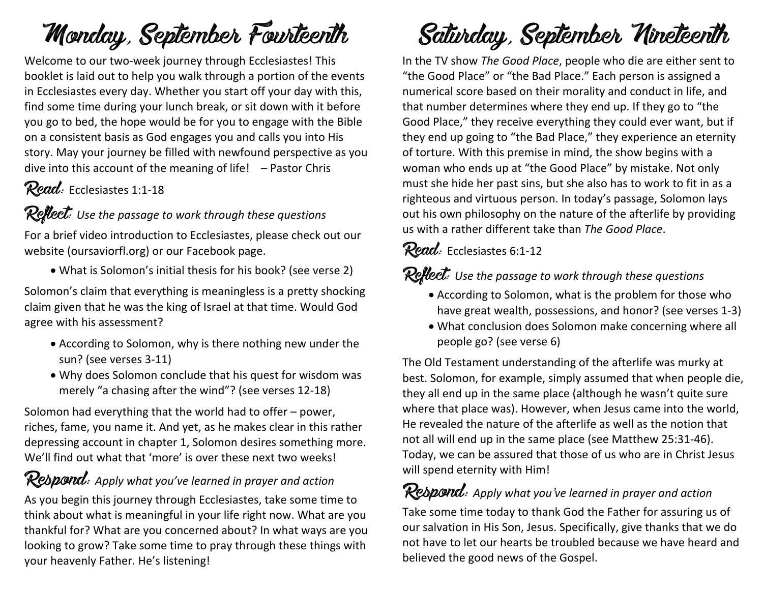# Monday, September Fourteenth

Welcome to our two-week journey through Ecclesiastes! This booklet is laid out to help you walk through a portion of the events in Ecclesiastes every day. Whether you start off your day with this, find some time during your lunch break, or sit down with it before you go to bed, the hope would be for you to engage with the Bible on a consistent basis as God engages you and calls you into His story. May your journey be filled with newfound perspective as you dive into this account of the meaning of life! – Pastor Chris

## Read: Ecclesiastes 1:1-18

## Reflect: *Use the passage to work through these questions*

For a brief video introduction to Ecclesiastes, please check out our website (oursaviorfl.org) or our Facebook page.

- What is Solomon's initial thesis for his book? (see verse 2)

Solomon's claim that everything is meaningless is a pretty shocking claim given that he was the king of Israel at that time. Would God agree with his assessment?

- According to Solomon, why is there nothing new under the sun? (see verses 3-11)
- Why does Solomon conclude that his quest for wisdom was merely "a chasing after the wind"? (see verses 12-18)

Solomon had everything that the world had to offer – power, riches, fame, you name it. And yet, as he makes clear in this rather depressing account in chapter 1, Solomon desires something more. We'll find out what that 'more' is over these next two weeks!

## Respond: *Apply what you've learned in prayer and action*

As you begin this journey through Ecclesiastes, take some time to think about what is meaningful in your life right now. What are you thankful for? What are you concerned about? In what ways are you looking to grow? Take some time to pray through these things with your heavenly Father. He's listening!

# Saturday, September Nineteenth

In the TV show *The Good Place*, people who die are either sent to "the Good Place" or "the Bad Place." Each person is assigned a numerical score based on their morality and conduct in life, and that number determines where they end up. If they go to "the Good Place," they receive everything they could ever want, but if they end up going to "the Bad Place," they experience an eternity of torture. With this premise in mind, the show begins with a woman who ends up at "the Good Place" by mistake. Not only must she hide her past sins, but she also has to work to fit in as a righteous and virtuous person. In today's passage, Solomon lays out his own philosophy on the nature of the afterlife by providing us with a rather different take than *The Good Place*.

## Read: Ecclesiastes 6:1-12

## Reflect: *Use the passage to work through these questions*

- According to Solomon, what is the problem for those who have great wealth, possessions, and honor? (see verses 1-3)
- What conclusion does Solomon make concerning where all people go? (see verse 6)

The Old Testament understanding of the afterlife was murky at best. Solomon, for example, simply assumed that when people die, they all end up in the same place (although he wasn't quite sure where that place was). However, when Jesus came into the world, He revealed the nature of the afterlife as well as the notion that not all will end up in the same place (see Matthew 25:31-46). Today, we can be assured that those of us who are in Christ Jesus will spend eternity with Him!

## Respond: *Apply what you've learned in prayer and action*

Take some time today to thank God the Father for assuring us of our salvation in His Son, Jesus. Specifically, give thanks that we do not have to let our hearts be troubled because we have heard and believed the good news of the Gospel.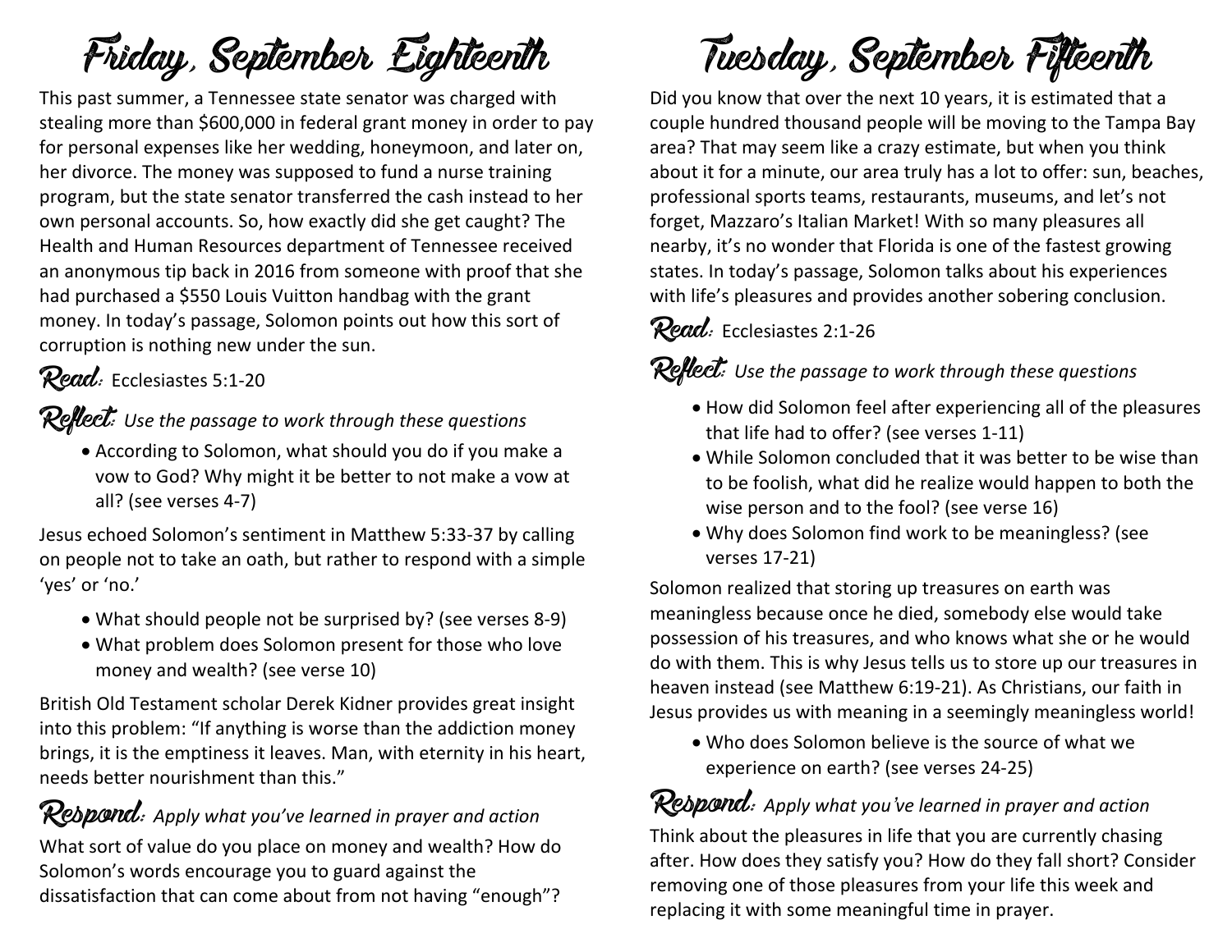# Friday, September Eighteenth

This past summer, a Tennessee state senator was charged with stealing more than $600,000 in federal grant money in order to pay for personal expenses like her wedding, honeymoon, and later on, her divorce. The money was supposed to fund a nurse training program, but the state senator transferred the cash instead to her own personal accounts. So, how exactly did she get caught? The Health and Human Resources department of Tennessee received an anonymous tip back in 2016 from someone with proof that she had purchased a $550 Louis Vuitton handbag with the grant money. In today's passage, Solomon points out how this sort of corruption is nothing new under the sun.

**Read:** Ecclesiastes 5:1-20

**Reflect:** *Use the passage to work through these questions*

- According to Solomon, what should you do if you make a vow to God? Why might it be better to not make a vow at all? (see verses 4-7)

Jesus echoed Solomon's sentiment in Matthew 5:33-37 by calling on people not to take an oath, but rather to respond with a simple 'yes' or 'no.'

- What should people not be surprised by? (see verses 8-9)
- What problem does Solomon present for those who love money and wealth? (see verse 10)

British Old Testament scholar Derek Kidner provides great insight into this problem: "If anything is worse than the addiction money brings, it is the emptiness it leaves. Man, with eternity in his heart, needs better nourishment than this."

**Respond:** *Apply what you've learned in prayer and action*

What sort of value do you place on money and wealth? How do Solomon's words encourage you to guard against the dissatisfaction that can come about from not having "enough"?

# Tuesday, September Fifteenth

Did you know that over the next 10 years, it is estimated that a couple hundred thousand people will be moving to the Tampa Bay area? That may seem like a crazy estimate, but when you think about it for a minute, our area truly has a lot to offer: sun, beaches, professional sports teams, restaurants, museums, and let's not forget, Mazzaro's Italian Market! With so many pleasures all nearby, it's no wonder that Florida is one of the fastest growing states. In today's passage, Solomon talks about his experiences with life's pleasures and provides another sobering conclusion.

**Read:** Ecclesiastes 2:1-26

**Reflect:** *Use the passage to work through these questions*

- How did Solomon feel after experiencing all of the pleasures that life had to offer? (see verses 1-11)
- While Solomon concluded that it was better to be wise than to be foolish, what did he realize would happen to both the wise person and to the fool? (see verse 16)
- Why does Solomon find work to be meaningless? (see verses 17-21)

Solomon realized that storing up treasures on earth was meaningless because once he died, somebody else would take possession of his treasures, and who knows what she or he would do with them. This is why Jesus tells us to store up our treasures in heaven instead (see Matthew 6:19-21). As Christians, our faith in Jesus provides us with meaning in a seemingly meaningless world!

- Who does Solomon believe is the source of what we experience on earth? (see verses 24-25)

**Respond:** *Apply what you've learned in prayer and action*

Think about the pleasures in life that you are currently chasing after. How does they satisfy you? How do they fall short? Consider removing one of those pleasures from your life this week and replacing it with some meaningful time in prayer.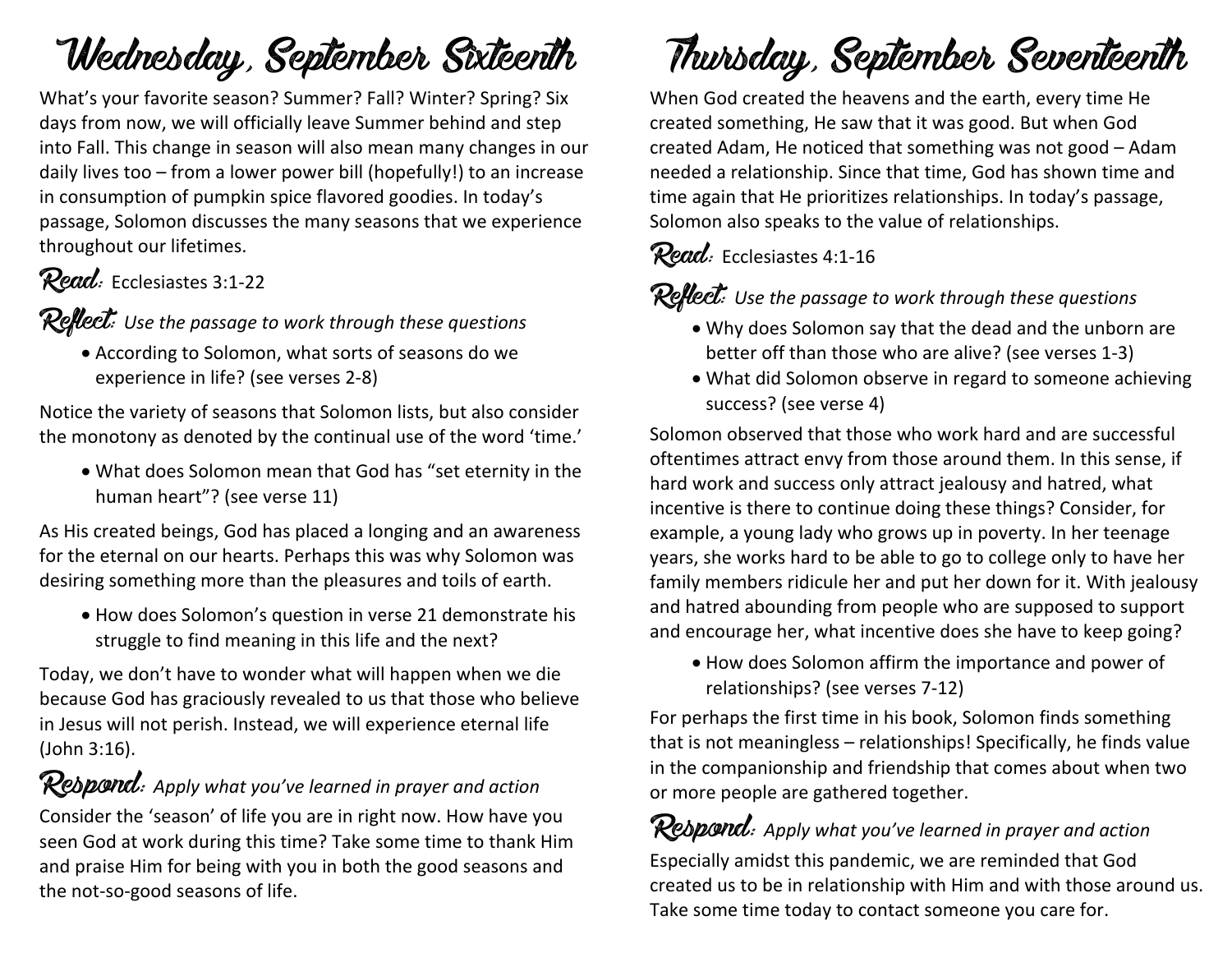# Wednesday, September Sixteenth

What's your favorite season? Summer? Fall? Winter? Spring? Six days from now, we will officially leave Summer behind and step into Fall. This change in season will also mean many changes in our daily lives too – from a lower power bill (hopefully!) to an increase in consumption of pumpkin spice flavored goodies. In today's passage, Solomon discusses the many seasons that we experience throughout our lifetimes.

**Read:** Ecclesiastes 3:1-22

**Reflect:** *Use the passage to work through these questions*

- According to Solomon, what sorts of seasons do we experience in life? (see verses 2-8)

Notice the variety of seasons that Solomon lists, but also consider the monotony as denoted by the continual use of the word 'time.'

- What does Solomon mean that God has "set eternity in the human heart"? (see verse 11)

As His created beings, God has placed a longing and an awareness for the eternal on our hearts. Perhaps this was why Solomon was desiring something more than the pleasures and toils of earth.

- How does Solomon's question in verse 21 demonstrate his struggle to find meaning in this life and the next?

Today, we don't have to wonder what will happen when we die because God has graciously revealed to us that those who believe in Jesus will not perish. Instead, we will experience eternal life (John 3:16).

**Respond:** *Apply what you've learned in prayer and action*

Consider the 'season' of life you are in right now. How have you seen God at work during this time? Take some time to thank Him and praise Him for being with you in both the good seasons and the not-so-good seasons of life.

# Thursday, September Seventeenth

When God created the heavens and the earth, every time He created something, He saw that it was good. But when God created Adam, He noticed that something was not good – Adam needed a relationship. Since that time, God has shown time and time again that He prioritizes relationships. In today's passage, Solomon also speaks to the value of relationships.

**Read:** Ecclesiastes 4:1-16

**Reflect:** *Use the passage to work through these questions*

- Why does Solomon say that the dead and the unborn are better off than those who are alive? (see verses 1-3)
- What did Solomon observe in regard to someone achieving success? (see verse 4)

Solomon observed that those who work hard and are successful oftentimes attract envy from those around them. In this sense, if hard work and success only attract jealousy and hatred, what incentive is there to continue doing these things? Consider, for example, a young lady who grows up in poverty. In her teenage years, she works hard to be able to go to college only to have her family members ridicule her and put her down for it. With jealousy and hatred abounding from people who are supposed to support and encourage her, what incentive does she have to keep going?

- How does Solomon affirm the importance and power of relationships? (see verses 7-12)

For perhaps the first time in his book, Solomon finds something that is not meaningless – relationships! Specifically, he finds value in the companionship and friendship that comes about when two or more people are gathered together.

**Respond:** *Apply what you've learned in prayer and action*

Especially amidst this pandemic, we are reminded that God created us to be in relationship with Him and with those around us. Take some time today to contact someone you care for.